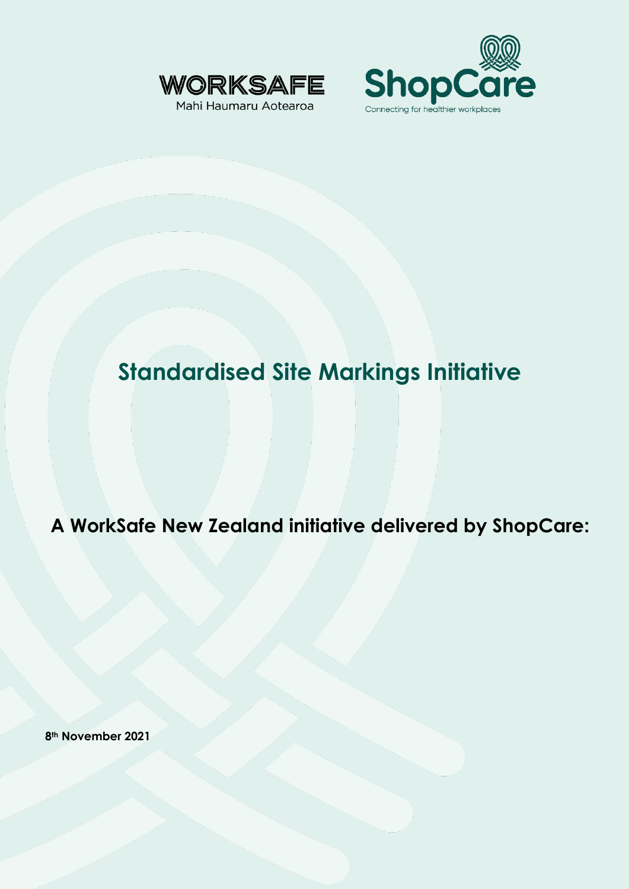WORKSAFE
Mahi Haumaru Aotearoa

ShopCare
Connecting for healthier workplaces

# Standardised Site Markings Initiative

## A WorkSafe New Zealand initiative delivered by ShopCare:

**8th November 2021**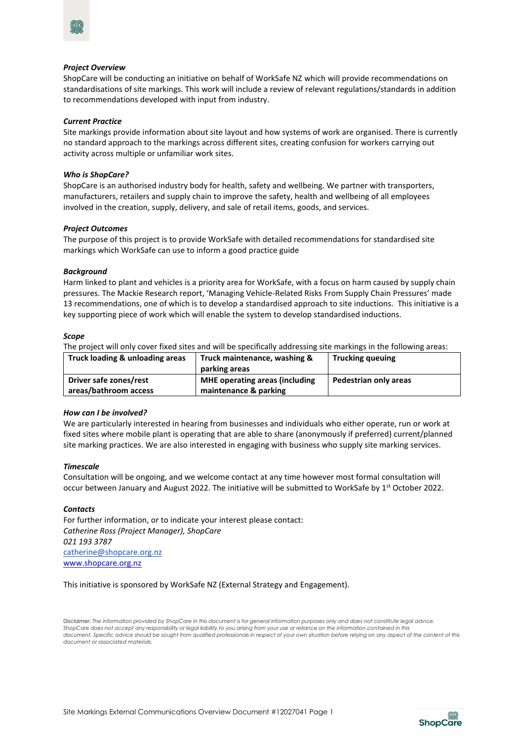***Project Overview***

ShopCare will be conducting an initiative on behalf of WorkSafe NZ which will provide recommendations on standardisations of site markings. This work will include a review of relevant regulations/standards in addition to recommendations developed with input from industry.

***Current Practice***

Site markings provide information about site layout and how systems of work are organised. There is currently no standard approach to the markings across different sites, creating confusion for workers carrying out activity across multiple or unfamiliar work sites.

***Who is ShopCare?***

ShopCare is an authorised industry body for health, safety and wellbeing. We partner with transporters, manufacturers, retailers and supply chain to improve the safety, health and wellbeing of all employees involved in the creation, supply, delivery, and sale of retail items, goods, and services.

***Project Outcomes***

The purpose of this project is to provide WorkSafe with detailed recommendations for standardised site markings which WorkSafe can use to inform a good practice guide

***Background***

Harm linked to plant and vehicles is a priority area for WorkSafe, with a focus on harm caused by supply chain pressures. The Mackie Research report, 'Managing Vehicle-Related Risks From Supply Chain Pressures' made 13 recommendations, one of which is to develop a standardised approach to site inductions. This initiative is a key supporting piece of work which will enable the system to develop standardised inductions.

***Scope***

The project will only cover fixed sites and will be specifically addressing site markings in the following areas:

| | | |
|---|---|---|
| **Truck loading & unloading areas** | **Truck maintenance, washing & parking areas** | **Trucking queuing** |
| **Driver safe zones/rest areas/bathroom access** | **MHE operating areas (including maintenance & parking** | **Pedestrian only areas** |

***How can I be involved?***

We are particularly interested in hearing from businesses and individuals who either operate, run or work at fixed sites where mobile plant is operating that are able to share (anonymously if preferred) current/planned site marking practices. We are also interested in engaging with business who supply site marking services.

***Timescale***

Consultation will be ongoing, and we welcome contact at any time however most formal consultation will occur between January and August 2022. The initiative will be submitted to WorkSafe by 1st October 2022.

***Contacts***

For further information, or to indicate your interest please contact:

*Catherine Ross (Project Manager), ShopCare*
*021 193 3787*
catherine@shopcare.org.nz
www.shopcare.org.nz

This initiative is sponsored by WorkSafe NZ (External Strategy and Engagement).

Disclaimer: *The information provided by ShopCare in this document is for general information purposes only and does not constitute legal advice. ShopCare does not accept any responsibility or legal liability to you arising from your use or reliance on the information contained in this document. Specific advice should be sought from qualified professionals in respect of your own situation before relying on any aspect of the content of this document or associated materials.*